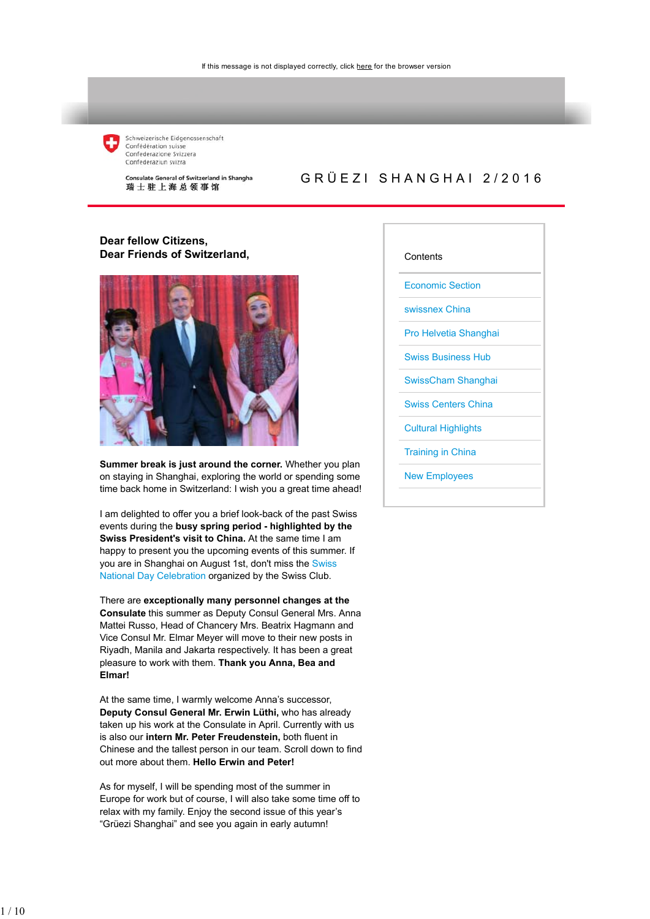If this message is not displayed correctly, click here for the browser version

Schweizerische Eidgenossenschaft
Confédération suisse
Confederazione Svizzera
Confederaziun svizra

Consulate General of Switzerland in Shanghai
瑞士驻上海总领事馆

# GRÜEZI SHANGHAI 2/2016

## Dear fellow Citizens,
## Dear Friends of Switzerland,

**Summer break is just around the corner.** Whether you plan on staying in Shanghai, exploring the world or spending some time back home in Switzerland: I wish you a great time ahead!

I am delighted to offer you a brief look-back of the past Swiss events during the **busy spring period - highlighted by the Swiss President's visit to China.** At the same time I am happy to present you the upcoming events of this summer. If you are in Shanghai on August 1st, don't miss the Swiss National Day Celebration organized by the Swiss Club.

There are **exceptionally many personnel changes at the Consulate** this summer as Deputy Consul General Mrs. Anna Mattei Russo, Head of Chancery Mrs. Beatrix Hagmann and Vice Consul Mr. Elmar Meyer will move to their new posts in Riyadh, Manila and Jakarta respectively. It has been a great pleasure to work with them. **Thank you Anna, Bea and Elmar!**

At the same time, I warmly welcome Anna's successor, **Deputy Consul General Mr. Erwin Lüthi,** who has already taken up his work at the Consulate in April. Currently with us is also our **intern Mr. Peter Freudenstein,** both fluent in Chinese and the tallest person in our team. Scroll down to find out more about them. **Hello Erwin and Peter!**

As for myself, I will be spending most of the summer in Europe for work but of course, I will also take some time off to relax with my family. Enjoy the second issue of this year's "Grüezi Shanghai" and see you again in early autumn!

### Contents

- Economic Section
- swissnex China
- Pro Helvetia Shanghai
- Swiss Business Hub
- SwissCham Shanghai
- Swiss Centers China
- Cultural Highlights
- Training in China
- New Employees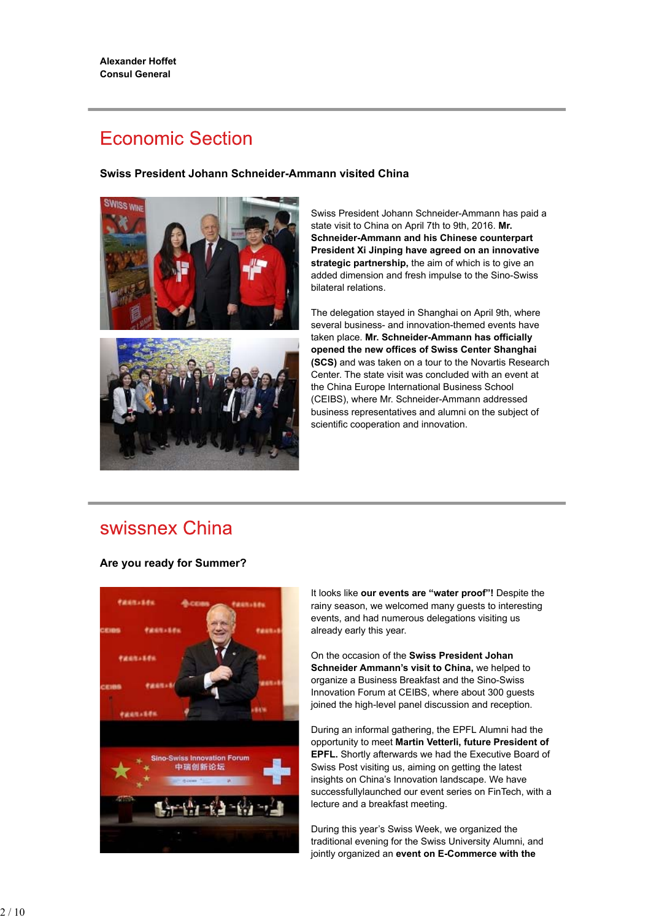**Alexander Hoffet**
**Consul General**

# Economic Section

### Swiss President Johann Schneider-Ammann visited China

Swiss President Johann Schneider-Ammann has paid a state visit to China on April 7th to 9th, 2016. **Mr. Schneider-Ammann and his Chinese counterpart President Xi Jinping have agreed on an innovative strategic partnership,** the aim of which is to give an added dimension and fresh impulse to the Sino-Swiss bilateral relations.

The delegation stayed in Shanghai on April 9th, where several business- and innovation-themed events have taken place. **Mr. Schneider-Ammann has officially opened the new offices of Swiss Center Shanghai (SCS)** and was taken on a tour to the Novartis Research Center. The state visit was concluded with an event at the China Europe International Business School (CEIBS), where Mr. Schneider-Ammann addressed business representatives and alumni on the subject of scientific cooperation and innovation.

# swissnex China

### Are you ready for Summer?

It looks like **our events are "water proof"!** Despite the rainy season, we welcomed many guests to interesting events, and had numerous delegations visiting us already early this year.

On the occasion of the **Swiss President Johan Schneider Ammann's visit to China,** we helped to organize a Business Breakfast and the Sino-Swiss Innovation Forum at CEIBS, where about 300 guests joined the high-level panel discussion and reception.

During an informal gathering, the EPFL Alumni had the opportunity to meet **Martin Vetterli, future President of EPFL.** Shortly afterwards we had the Executive Board of Swiss Post visiting us, aiming on getting the latest insights on China's Innovation landscape. We have successfullylaunched our event series on FinTech, with a lecture and a breakfast meeting.

During this year's Swiss Week, we organized the traditional evening for the Swiss University Alumni, and jointly organized an **event on E-Commerce with the**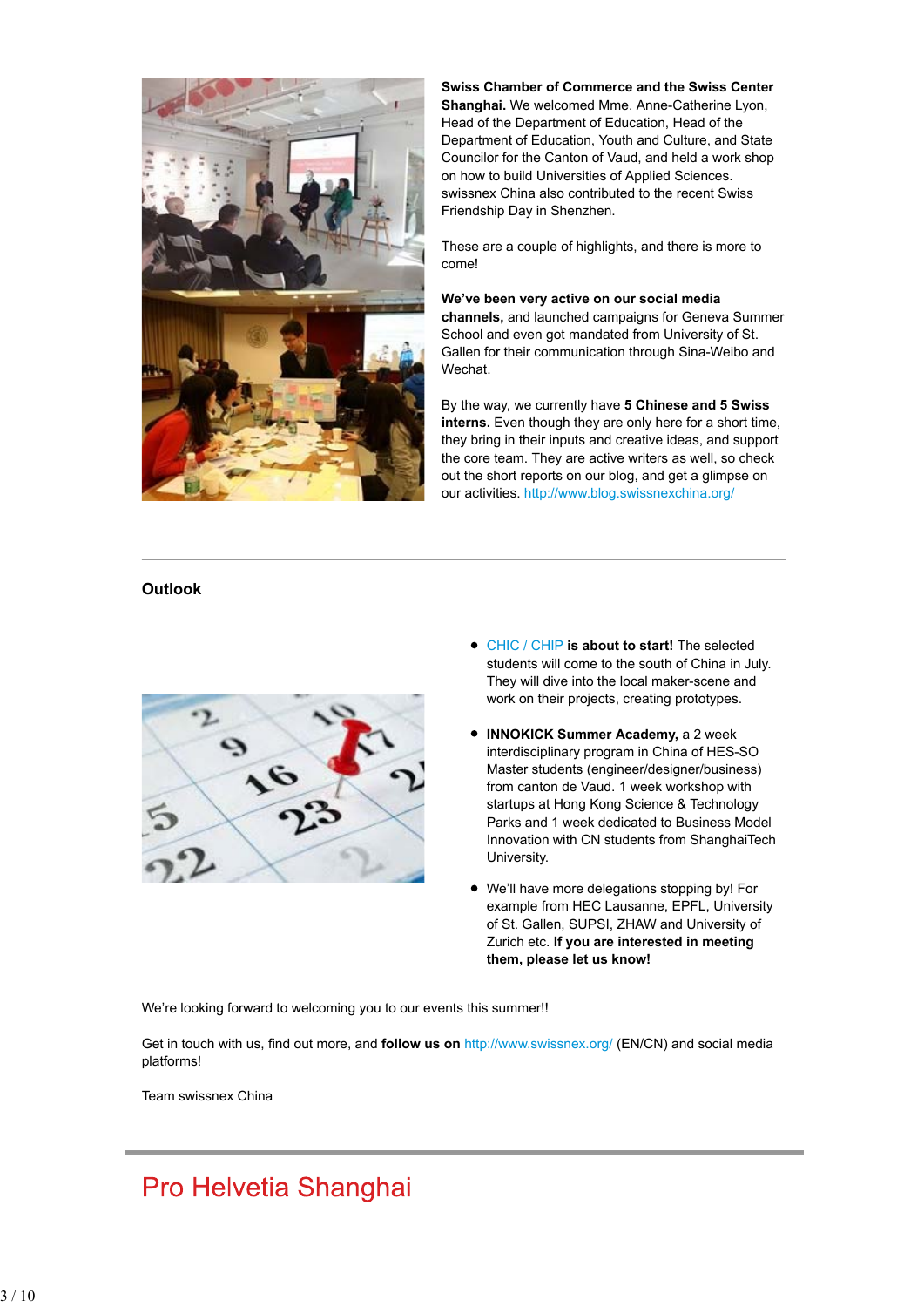**Swiss Chamber of Commerce and the Swiss Center Shanghai.** We welcomed Mme. Anne-Catherine Lyon, Head of the Department of Education, Head of the Department of Education, Youth and Culture, and State Councilor for the Canton of Vaud, and held a work shop on how to build Universities of Applied Sciences. swissnex China also contributed to the recent Swiss Friendship Day in Shenzhen.

These are a couple of highlights, and there is more to come!

**We've been very active on our social media channels,** and launched campaigns for Geneva Summer School and even got mandated from University of St. Gallen for their communication through Sina-Weibo and Wechat.

By the way, we currently have **5 Chinese and 5 Swiss interns.** Even though they are only here for a short time, they bring in their inputs and creative ideas, and support the core team. They are active writers as well, so check out the short reports on our blog, and get a glimpse on our activities. http://www.blog.swissnexchina.org/

---

**Outlook**

- CHIC / CHIP **is about to start!** The selected students will come to the south of China in July. They will dive into the local maker-scene and work on their projects, creating prototypes.
- **INNOKICK Summer Academy,** a 2 week interdisciplinary program in China of HES-SO Master students (engineer/designer/business) from canton de Vaud. 1 week workshop with startups at Hong Kong Science & Technology Parks and 1 week dedicated to Business Model Innovation with CN students from ShanghaiTech University.
- We'll have more delegations stopping by! For example from HEC Lausanne, EPFL, University of St. Gallen, SUPSI, ZHAW and University of Zurich etc. **If you are interested in meeting them, please let us know!**

We're looking forward to welcoming you to our events this summer!!

Get in touch with us, find out more, and **follow us on** http://www.swissnex.org/ (EN/CN) and social media platforms!

Team swissnex China

---

# Pro Helvetia Shanghai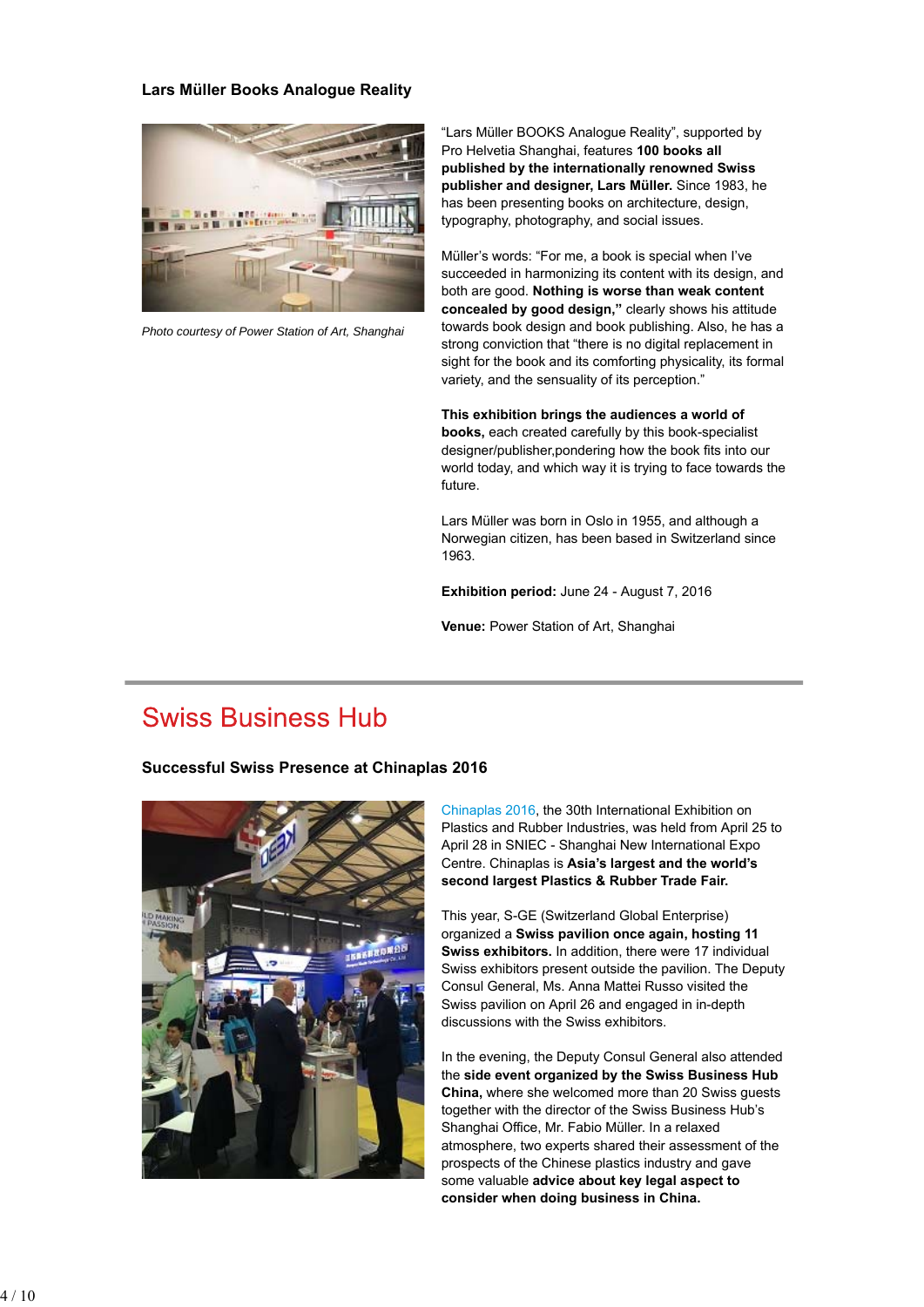### Lars Müller Books Analogue Reality

*Photo courtesy of Power Station of Art, Shanghai*

"Lars Müller BOOKS Analogue Reality", supported by Pro Helvetia Shanghai, features **100 books all published by the internationally renowned Swiss publisher and designer, Lars Müller.** Since 1983, he has been presenting books on architecture, design, typography, photography, and social issues.

Müller's words: "For me, a book is special when I've succeeded in harmonizing its content with its design, and both are good. **Nothing is worse than weak content concealed by good design,"** clearly shows his attitude towards book design and book publishing. Also, he has a strong conviction that "there is no digital replacement in sight for the book and its comforting physicality, its formal variety, and the sensuality of its perception."

**This exhibition brings the audiences a world of books,** each created carefully by this book-specialist designer/publisher,pondering how the book fits into our world today, and which way it is trying to face towards the future.

Lars Müller was born in Oslo in 1955, and although a Norwegian citizen, has been based in Switzerland since 1963.

**Exhibition period:** June 24 - August 7, 2016

**Venue:** Power Station of Art, Shanghai

---

## Swiss Business Hub

### Successful Swiss Presence at Chinaplas 2016

Chinaplas 2016, the 30th International Exhibition on Plastics and Rubber Industries, was held from April 25 to April 28 in SNIEC - Shanghai New International Expo Centre. Chinaplas is **Asia's largest and the world's second largest Plastics & Rubber Trade Fair.**

This year, S-GE (Switzerland Global Enterprise) organized a **Swiss pavilion once again, hosting 11 Swiss exhibitors.** In addition, there were 17 individual Swiss exhibitors present outside the pavilion. The Deputy Consul General, Ms. Anna Mattei Russo visited the Swiss pavilion on April 26 and engaged in in-depth discussions with the Swiss exhibitors.

In the evening, the Deputy Consul General also attended the **side event organized by the Swiss Business Hub China,** where she welcomed more than 20 Swiss guests together with the director of the Swiss Business Hub's Shanghai Office, Mr. Fabio Müller. In a relaxed atmosphere, two experts shared their assessment of the prospects of the Chinese plastics industry and gave some valuable **advice about key legal aspect to consider when doing business in China.**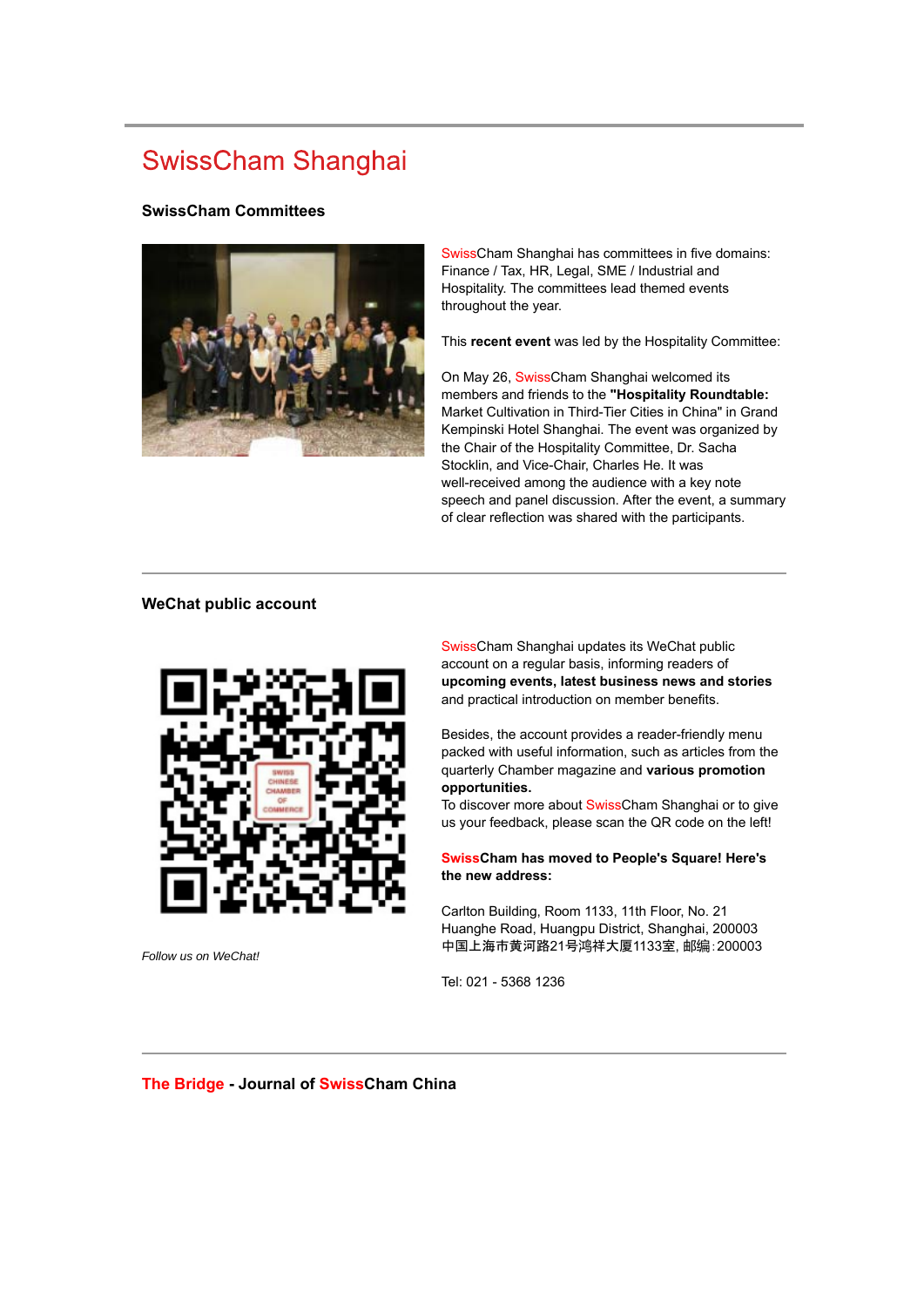# SwissCham Shanghai

### SwissCham Committees

SwissCham Shanghai has committees in five domains: Finance / Tax, HR, Legal, SME / Industrial and Hospitality. The committees lead themed events throughout the year.

This **recent event** was led by the Hospitality Committee:

On May 26, SwissCham Shanghai welcomed its members and friends to the **"Hospitality Roundtable:** Market Cultivation in Third-Tier Cities in China" in Grand Kempinski Hotel Shanghai. The event was organized by the Chair of the Hospitality Committee, Dr. Sacha Stocklin, and Vice-Chair, Charles He. It was well-received among the audience with a key note speech and panel discussion. After the event, a summary of clear reflection was shared with the participants.

---

### WeChat public account

SwissCham Shanghai updates its WeChat public account on a regular basis, informing readers of **upcoming events, latest business news and stories** and practical introduction on member benefits.

Besides, the account provides a reader-friendly menu packed with useful information, such as articles from the quarterly Chamber magazine and **various promotion opportunities.**
To discover more about SwissCham Shanghai or to give us your feedback, please scan the QR code on the left!

**SwissCham has moved to People's Square! Here's the new address:**

Carlton Building, Room 1133, 11th Floor, No. 21 Huanghe Road, Huangpu District, Shanghai, 200003
中国上海市黄河路21号鸿祥大厦1133室, 邮编:200003

Tel: 021 - 5368 1236

*Follow us on WeChat!*

---

**The Bridge - Journal of SwissCham China**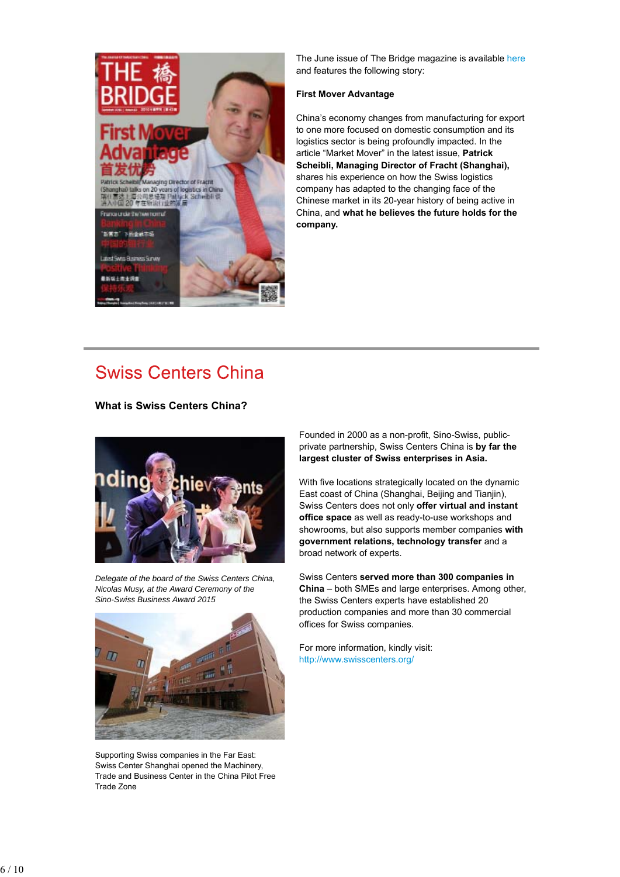The June issue of The Bridge magazine is available here and features the following story:

**First Mover Advantage**

China's economy changes from manufacturing for export to one more focused on domestic consumption and its logistics sector is being profoundly impacted. In the article "Market Mover" in the latest issue, **Patrick Scheibli, Managing Director of Fracht (Shanghai),** shares his experience on how the Swiss logistics company has adapted to the changing face of the Chinese market in its 20-year history of being active in China, and **what he believes the future holds for the company.**

## Swiss Centers China

### What is Swiss Centers China?

Founded in 2000 as a non-profit, Sino-Swiss, public-private partnership, Swiss Centers China is **by far the largest cluster of Swiss enterprises in Asia.**

With five locations strategically located on the dynamic East coast of China (Shanghai, Beijing and Tianjin), Swiss Centers does not only **offer virtual and instant office space** as well as ready-to-use workshops and showrooms, but also supports member companies **with government relations, technology transfer** and a broad network of experts.

Swiss Centers **served more than 300 companies in China** – both SMEs and large enterprises. Among other, the Swiss Centers experts have established 20 production companies and more than 30 commercial offices for Swiss companies.

For more information, kindly visit:
http://www.swisscenters.org/

*Delegate of the board of the Swiss Centers China, Nicolas Musy, at the Award Ceremony of the Sino-Swiss Business Award 2015*

Supporting Swiss companies in the Far East: Swiss Center Shanghai opened the Machinery, Trade and Business Center in the China Pilot Free Trade Zone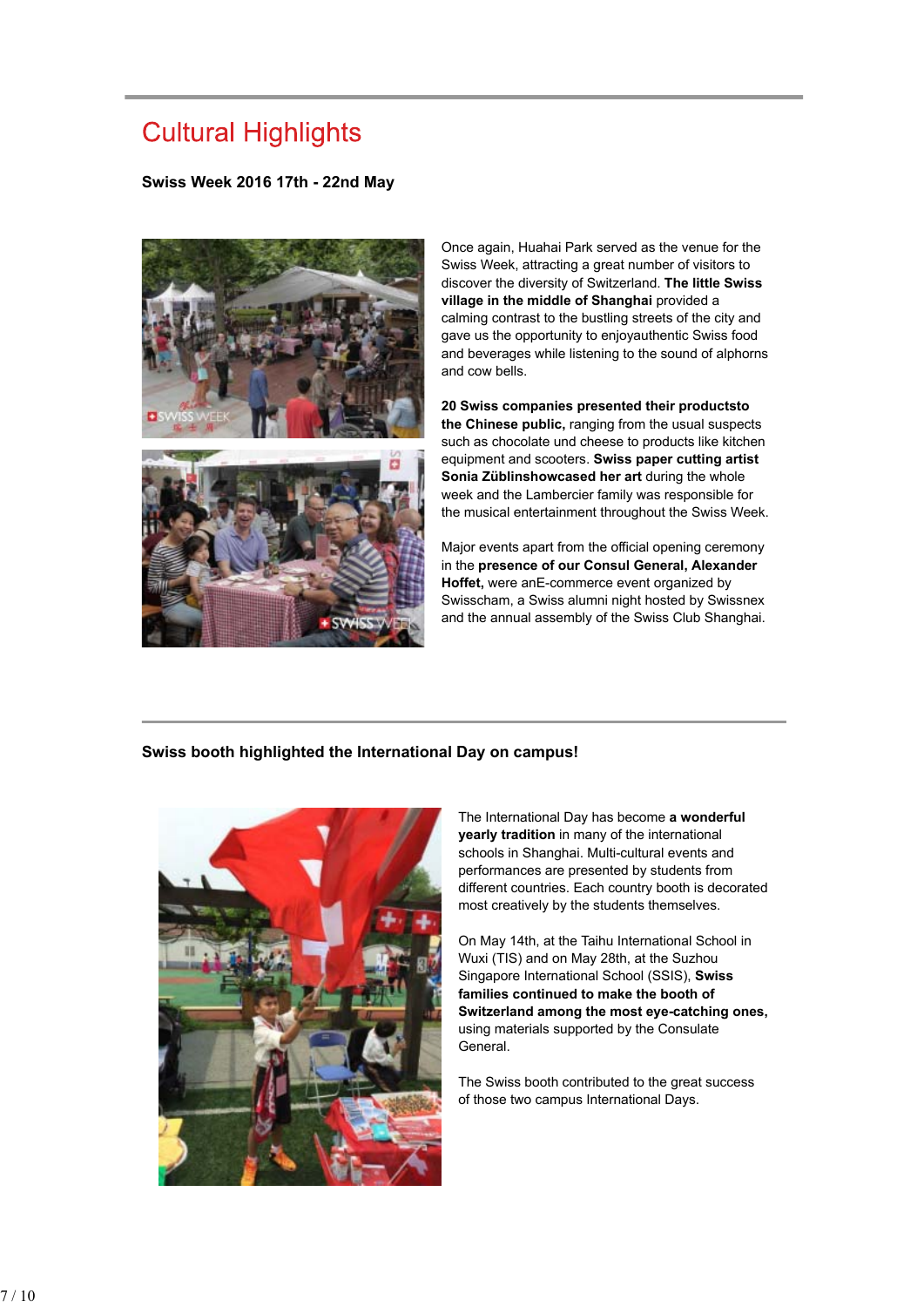# Cultural Highlights

### Swiss Week 2016 17th - 22nd May

Once again, Huahai Park served as the venue for the Swiss Week, attracting a great number of visitors to discover the diversity of Switzerland. **The little Swiss village in the middle of Shanghai** provided a calming contrast to the bustling streets of the city and gave us the opportunity to enjoyauthentic Swiss food and beverages while listening to the sound of alphorns and cow bells.

**20 Swiss companies presented their productsto the Chinese public,** ranging from the usual suspects such as chocolate und cheese to products like kitchen equipment and scooters. **Swiss paper cutting artist Sonia Züblinshowcased her art** during the whole week and the Lambercier family was responsible for the musical entertainment throughout the Swiss Week.

Major events apart from the official opening ceremony in the **presence of our Consul General, Alexander Hoffet,** were anE-commerce event organized by Swisscham, a Swiss alumni night hosted by Swissnex and the annual assembly of the Swiss Club Shanghai.

### Swiss booth highlighted the International Day on campus!

The International Day has become **a wonderful yearly tradition** in many of the international schools in Shanghai. Multi-cultural events and performances are presented by students from different countries. Each country booth is decorated most creatively by the students themselves.

On May 14th, at the Taihu International School in Wuxi (TIS) and on May 28th, at the Suzhou Singapore International School (SSIS), **Swiss families continued to make the booth of Switzerland among the most eye-catching ones,** using materials supported by the Consulate General.

The Swiss booth contributed to the great success of those two campus International Days.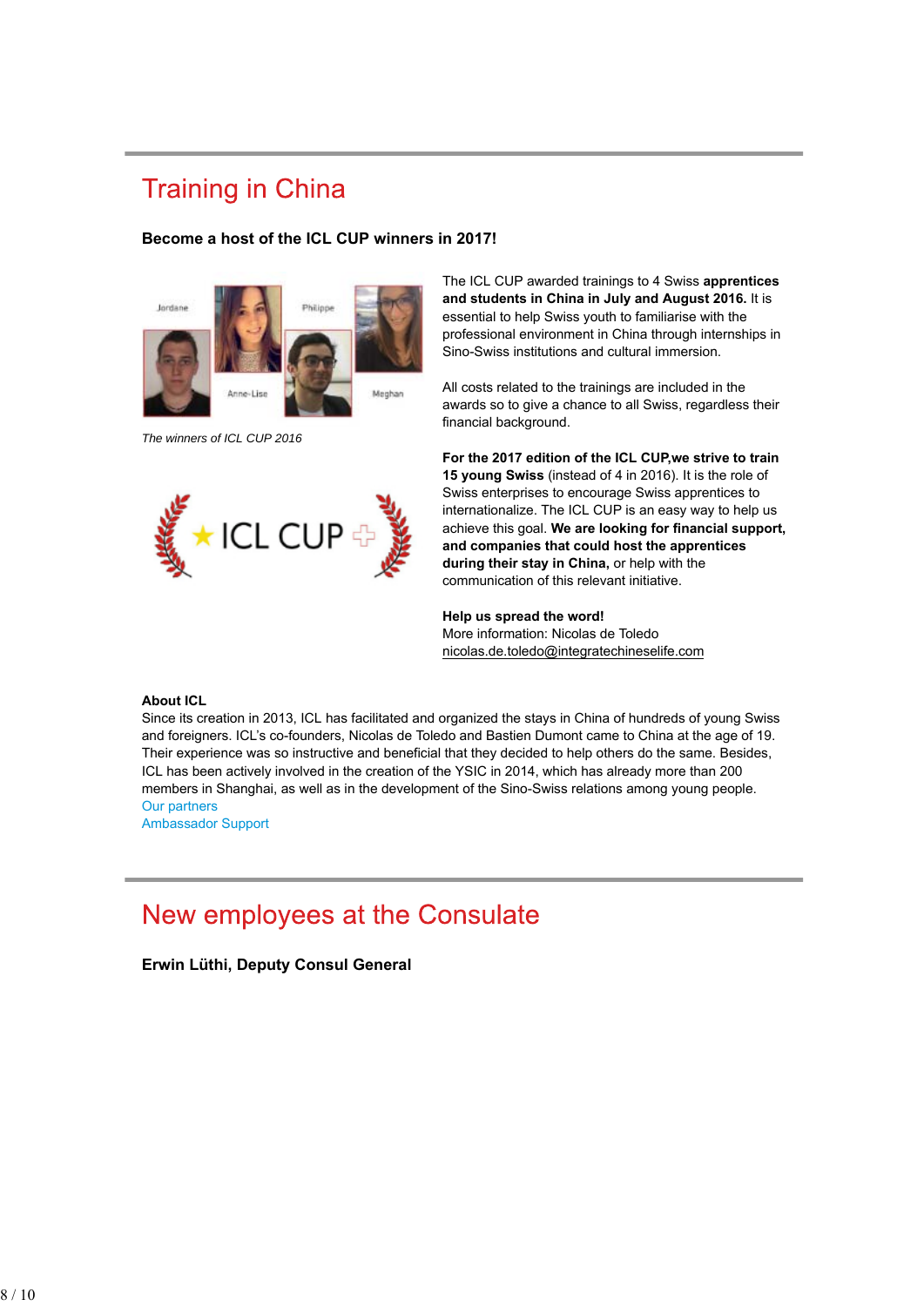# Training in China

**Become a host of the ICL CUP winners in 2017!**

*The winners of ICL CUP 2016*

The ICL CUP awarded trainings to 4 Swiss **apprentices and students in China in July and August 2016.** It is essential to help Swiss youth to familiarise with the professional environment in China through internships in Sino-Swiss institutions and cultural immersion.

All costs related to the trainings are included in the awards so to give a chance to all Swiss, regardless their financial background.

**For the 2017 edition of the ICL CUP,we strive to train 15 young Swiss** (instead of 4 in 2016). It is the role of Swiss enterprises to encourage Swiss apprentices to internationalize. The ICL CUP is an easy way to help us achieve this goal. **We are looking for financial support, and companies that could host the apprentices during their stay in China,** or help with the communication of this relevant initiative.

**Help us spread the word!**
More information: Nicolas de Toledo
nicolas.de.toledo@integratechineselife.com

**About ICL**
Since its creation in 2013, ICL has facilitated and organized the stays in China of hundreds of young Swiss and foreigners. ICL's co-founders, Nicolas de Toledo and Bastien Dumont came to China at the age of 19. Their experience was so instructive and beneficial that they decided to help others do the same. Besides, ICL has been actively involved in the creation of the YSIC in 2014, which has already more than 200 members in Shanghai, as well as in the development of the Sino-Swiss relations among young people.
Our partners
Ambassador Support

# New employees at the Consulate

**Erwin Lüthi, Deputy Consul General**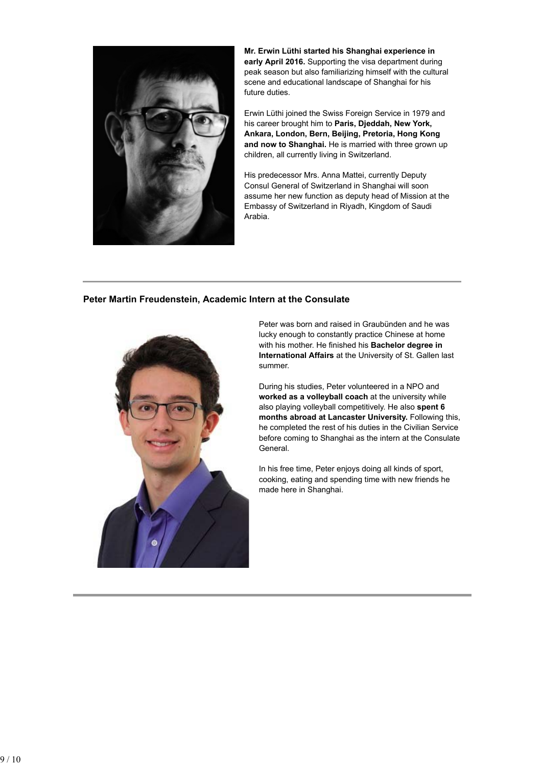**Mr. Erwin Lüthi started his Shanghai experience in early April 2016.** Supporting the visa department during peak season but also familiarizing himself with the cultural scene and educational landscape of Shanghai for his future duties.

Erwin Lüthi joined the Swiss Foreign Service in 1979 and his career brought him to **Paris, Djeddah, New York, Ankara, London, Bern, Beijing, Pretoria, Hong Kong and now to Shanghai.** He is married with three grown up children, all currently living in Switzerland.

His predecessor Mrs. Anna Mattei, currently Deputy Consul General of Switzerland in Shanghai will soon assume her new function as deputy head of Mission at the Embassy of Switzerland in Riyadh, Kingdom of Saudi Arabia.

---

### Peter Martin Freudenstein, Academic Intern at the Consulate

Peter was born and raised in Graubünden and he was lucky enough to constantly practice Chinese at home with his mother. He finished his **Bachelor degree in International Affairs** at the University of St. Gallen last summer.

During his studies, Peter volunteered in a NPO and **worked as a volleyball coach** at the university while also playing volleyball competitively. He also **spent 6 months abroad at Lancaster University.** Following this, he completed the rest of his duties in the Civilian Service before coming to Shanghai as the intern at the Consulate General.

In his free time, Peter enjoys doing all kinds of sport, cooking, eating and spending time with new friends he made here in Shanghai.

---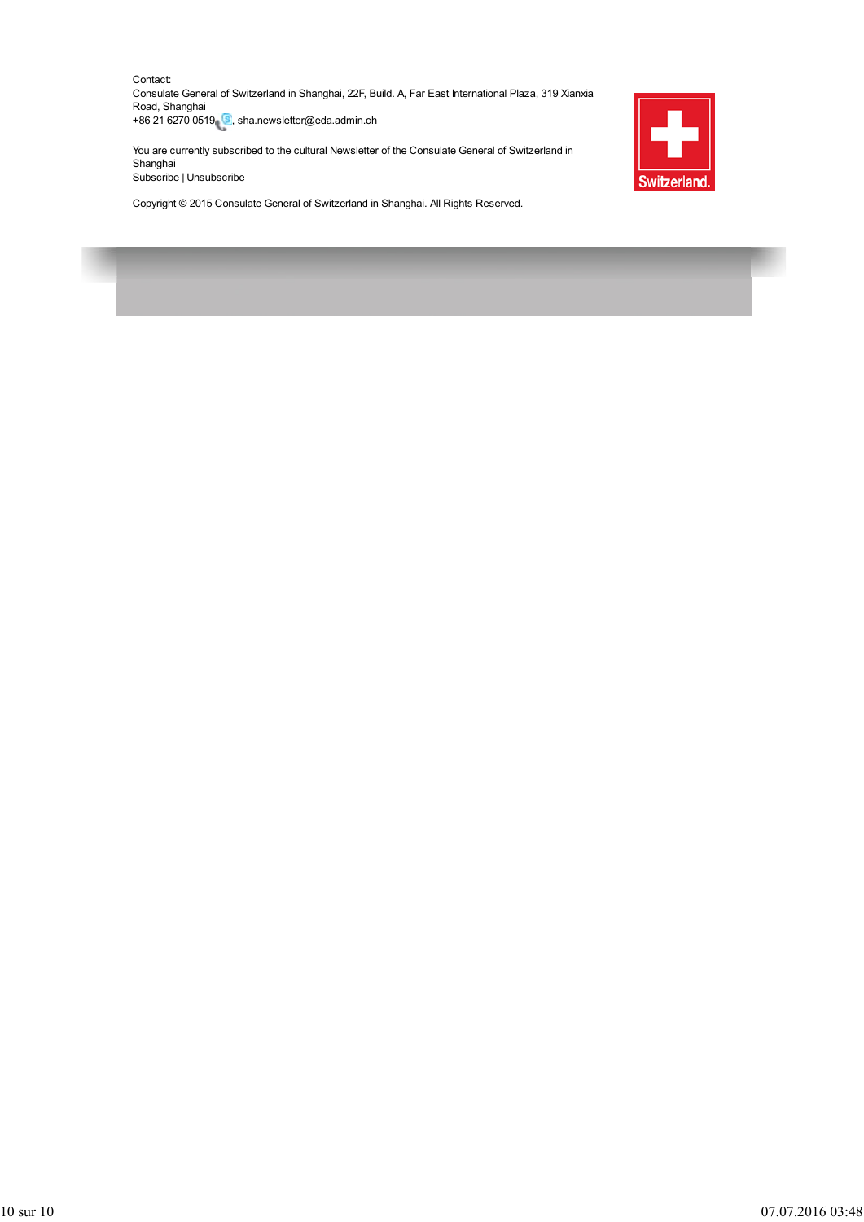Contact:
Consulate General of Switzerland in Shanghai, 22F, Build. A, Far East International Plaza, 319 Xianxia Road, Shanghai
+86 21 6270 0519, sha.newsletter@eda.admin.ch

You are currently subscribed to the cultural Newsletter of the Consulate General of Switzerland in Shanghai
Subscribe | Unsubscribe

Copyright © 2015 Consulate General of Switzerland in Shanghai. All Rights Reserved.